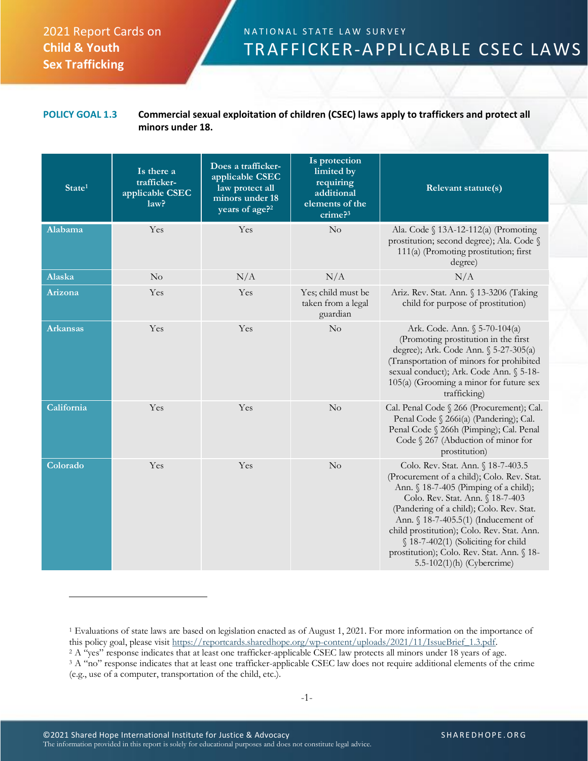2021 Report Cards on **Child & Youth Sex Trafficking**

NATIONAL STATE LAW SURVEY

# TRAFFICKER-APPLICABLE CSEC LAWS

**POLICY GOAL 1.3** **Commercial sexual exploitation of children (CSEC) laws apply to traffickers and protect all minors under 18.**

| State[1] | Is there a trafficker-applicable CSEC law? | Does a trafficker-applicable CSEC law protect all minors under 18 years of age?[2] | Is protection limited by requiring additional elements of the crime?[3] | Relevant statute(s) |
|---|---|---|---|---|
| Alabama | Yes | Yes | No | Ala. Code § 13A-12-112(a) (Promoting prostitution; second degree); Ala. Code § 111(a) (Promoting prostitution; first degree) |
| Alaska | No | N/A | N/A | N/A |
| Arizona | Yes | Yes | Yes; child must be taken from a legal guardian | Ariz. Rev. Stat. Ann. § 13-3206 (Taking child for purpose of prostitution) |
| Arkansas | Yes | Yes | No | Ark. Code. Ann. § 5-70-104(a) (Promoting prostitution in the first degree); Ark. Code Ann. § 5-27-305(a) (Transportation of minors for prohibited sexual conduct); Ark. Code Ann. § 5-18-105(a) (Grooming a minor for future sex trafficking) |
| California | Yes | Yes | No | Cal. Penal Code § 266 (Procurement); Cal. Penal Code § 266i(a) (Pandering); Cal. Penal Code § 266h (Pimping); Cal. Penal Code § 267 (Abduction of minor for prostitution) |
| Colorado | Yes | Yes | No | Colo. Rev. Stat. Ann. § 18-7-403.5 (Procurement of a child); Colo. Rev. Stat. Ann. § 18-7-405 (Pimping of a child); Colo. Rev. Stat. Ann. § 18-7-403 (Pandering of a child); Colo. Rev. Stat. Ann. § 18-7-405.5(1) (Inducement of child prostitution); Colo. Rev. Stat. Ann. § 18-7-402(1) (Soliciting for child prostitution); Colo. Rev. Stat. Ann. § 18-5.5-102(1)(h) (Cybercrime) |

[1] Evaluations of state laws are based on legislation enacted as of August 1, 2021. For more information on the importance of this policy goal, please visit https://reportcards.sharedhope.org/wp-content/uploads/2021/11/IssueBrief_1.3.pdf.

[2] A "yes" response indicates that at least one trafficker-applicable CSEC law protects all minors under 18 years of age.

[3] A "no" response indicates that at least one trafficker-applicable CSEC law does not require additional elements of the crime (e.g., use of a computer, transportation of the child, etc.).

©2021 Shared Hope International Institute for Justice & Advocacy
The information provided in this report is solely for educational purposes and does not constitute legal advice.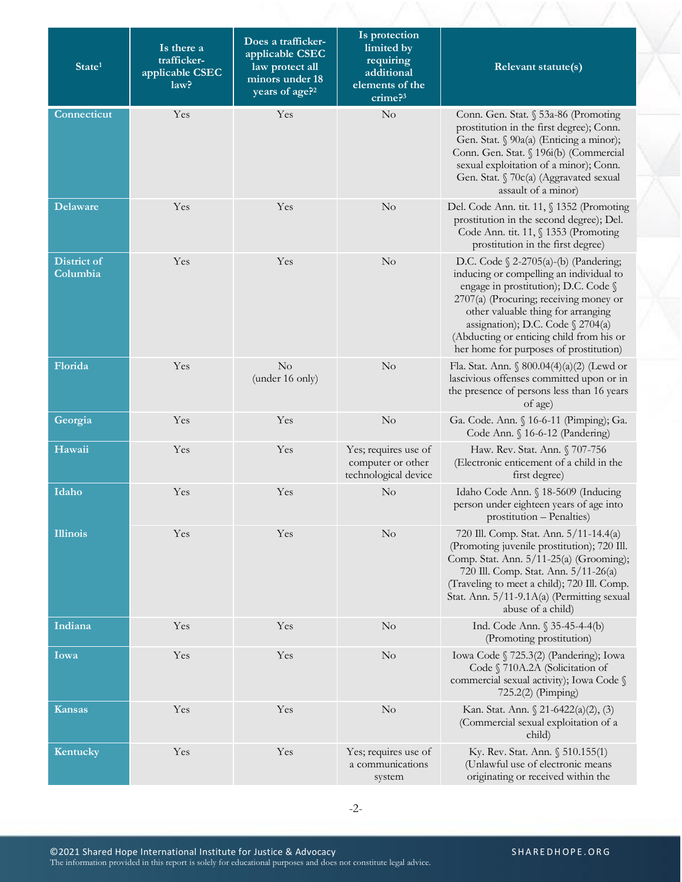| State[1] | Is there a trafficker-applicable CSEC law? | Does a trafficker-applicable CSEC law protect all minors under 18 years of age?[2] | Is protection limited by requiring additional elements of the crime?[3] | Relevant statute(s) |
|---|---|---|---|---|
| Connecticut | Yes | Yes | No | Conn. Gen. Stat. § 53a-86 (Promoting prostitution in the first degree); Conn. Gen. Stat. § 90a(a) (Enticing a minor); Conn. Gen. Stat. § 196i(b) (Commercial sexual exploitation of a minor); Conn. Gen. Stat. § 70c(a) (Aggravated sexual assault of a minor) |
| Delaware | Yes | Yes | No | Del. Code Ann. tit. 11, § 1352 (Promoting prostitution in the second degree); Del. Code Ann. tit. 11, § 1353 (Promoting prostitution in the first degree) |
| District of Columbia | Yes | Yes | No | D.C. Code § 2-2705(a)-(b) (Pandering; inducing or compelling an individual to engage in prostitution); D.C. Code § 2707(a) (Procuring; receiving money or other valuable thing for arranging assignation); D.C. Code § 2704(a) (Abducting or enticing child from his or her home for purposes of prostitution) |
| Florida | Yes | No (under 16 only) | No | Fla. Stat. Ann. § 800.04(4)(a)(2) (Lewd or lascivious offenses committed upon or in the presence of persons less than 16 years of age) |
| Georgia | Yes | Yes | No | Ga. Code. Ann. § 16-6-11 (Pimping); Ga. Code Ann. § 16-6-12 (Pandering) |
| Hawaii | Yes | Yes | Yes; requires use of computer or other technological device | Haw. Rev. Stat. Ann. § 707-756 (Electronic enticement of a child in the first degree) |
| Idaho | Yes | Yes | No | Idaho Code Ann. § 18-5609 (Inducing person under eighteen years of age into prostitution – Penalties) |
| Illinois | Yes | Yes | No | 720 Ill. Comp. Stat. Ann. 5/11-14.4(a) (Promoting juvenile prostitution); 720 Ill. Comp. Stat. Ann. 5/11-25(a) (Grooming); 720 Ill. Comp. Stat. Ann. 5/11-26(a) (Traveling to meet a child); 720 Ill. Comp. Stat. Ann. 5/11-9.1A(a) (Permitting sexual abuse of a child) |
| Indiana | Yes | Yes | No | Ind. Code Ann. § 35-45-4-4(b) (Promoting prostitution) |
| Iowa | Yes | Yes | No | Iowa Code § 725.3(2) (Pandering); Iowa Code § 710A.2A (Solicitation of commercial sexual activity); Iowa Code § 725.2(2) (Pimping) |
| Kansas | Yes | Yes | No | Kan. Stat. Ann. § 21-6422(a)(2), (3) (Commercial sexual exploitation of a child) |
| Kentucky | Yes | Yes | Yes; requires use of a communications system | Ky. Rev. Stat. Ann. § 510.155(1) (Unlawful use of electronic means originating or received within the |

©2021 Shared Hope International Institute for Justice & Advocacy
The information provided in this report is solely for educational purposes and does not constitute legal advice.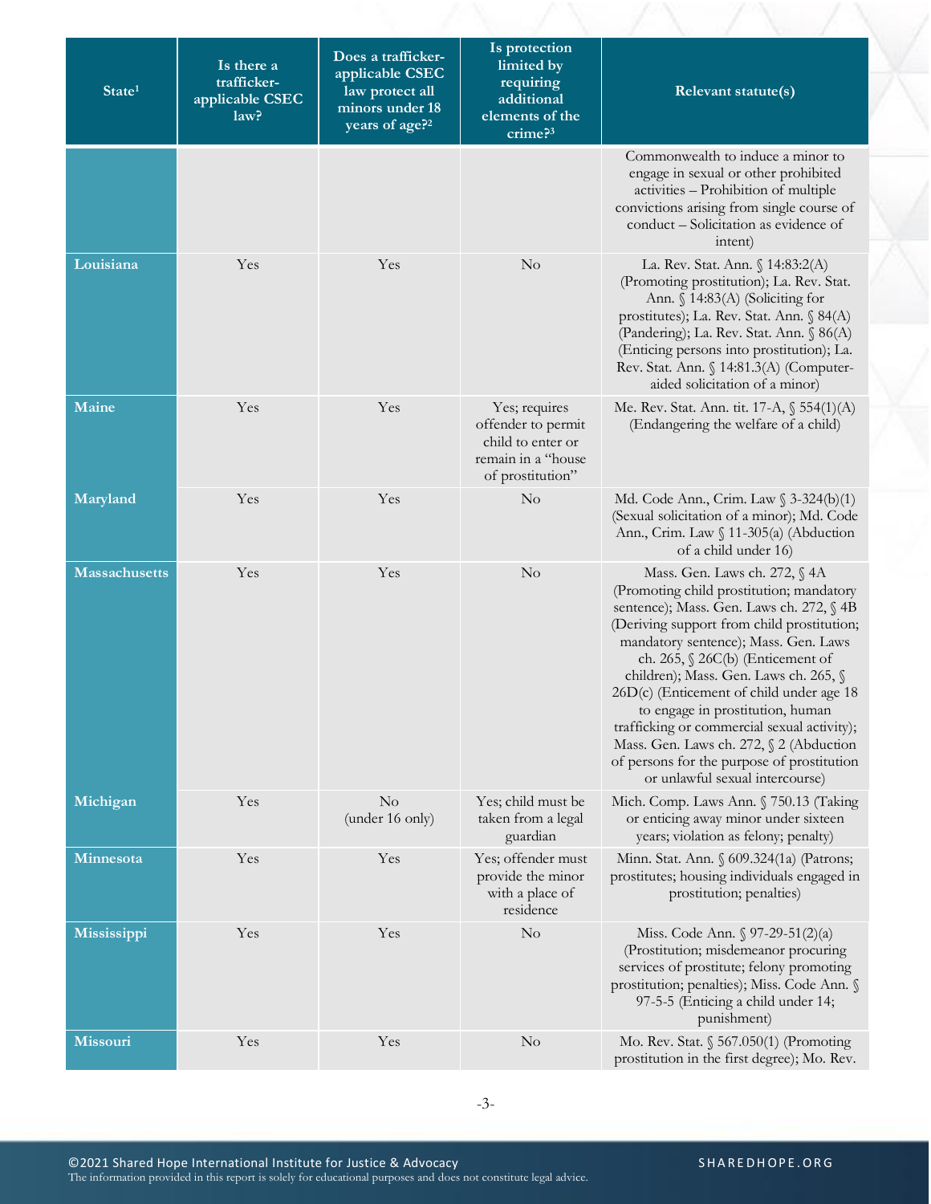| State[1] | Is there a trafficker-applicable CSEC law? | Does a trafficker-applicable CSEC law protect all minors under 18 years of age?[2] | Is protection limited by requiring additional elements of the crime?[3] | Relevant statute(s) |
|---|---|---|---|---|
| | | | | Commonwealth to induce a minor to engage in sexual or other prohibited activities – Prohibition of multiple convictions arising from single course of conduct – Solicitation as evidence of intent) |
| **Louisiana** | Yes | Yes | No | La. Rev. Stat. Ann. § 14:83:2(A) (Promoting prostitution); La. Rev. Stat. Ann. § 14:83(A) (Soliciting for prostitutes); La. Rev. Stat. Ann. § 84(A) (Pandering); La. Rev. Stat. Ann. § 86(A) (Enticing persons into prostitution); La. Rev. Stat. Ann. § 14:81.3(A) (Computer-aided solicitation of a minor) |
| **Maine** | Yes | Yes | Yes; requires offender to permit child to enter or remain in a "house of prostitution" | Me. Rev. Stat. Ann. tit. 17-A, § 554(1)(A) (Endangering the welfare of a child) |
| **Maryland** | Yes | Yes | No | Md. Code Ann., Crim. Law § 3-324(b)(1) (Sexual solicitation of a minor); Md. Code Ann., Crim. Law § 11-305(a) (Abduction of a child under 16) |
| **Massachusetts** | Yes | Yes | No | Mass. Gen. Laws ch. 272, § 4A (Promoting child prostitution; mandatory sentence); Mass. Gen. Laws ch. 272, § 4B (Deriving support from child prostitution; mandatory sentence); Mass. Gen. Laws ch. 265, § 26C(b) (Enticement of children); Mass. Gen. Laws ch. 265, § 26D(c) (Enticement of child under age 18 to engage in prostitution, human trafficking or commercial sexual activity); Mass. Gen. Laws ch. 272, § 2 (Abduction of persons for the purpose of prostitution or unlawful sexual intercourse) |
| **Michigan** | Yes | No (under 16 only) | Yes; child must be taken from a legal guardian | Mich. Comp. Laws Ann. § 750.13 (Taking or enticing away minor under sixteen years; violation as felony; penalty) |
| **Minnesota** | Yes | Yes | Yes; offender must provide the minor with a place of residence | Minn. Stat. Ann. § 609.324(1a) (Patrons; prostitutes; housing individuals engaged in prostitution; penalties) |
| **Mississippi** | Yes | Yes | No | Miss. Code Ann. § 97-29-51(2)(a) (Prostitution; misdemeanor procuring services of prostitute; felony promoting prostitution; penalties); Miss. Code Ann. § 97-5-5 (Enticing a child under 14; punishment) |
| **Missouri** | Yes | Yes | No | Mo. Rev. Stat. § 567.050(1) (Promoting prostitution in the first degree); Mo. Rev. |

©2021 Shared Hope International Institute for Justice & Advocacy
The information provided in this report is solely for educational purposes and does not constitute legal advice.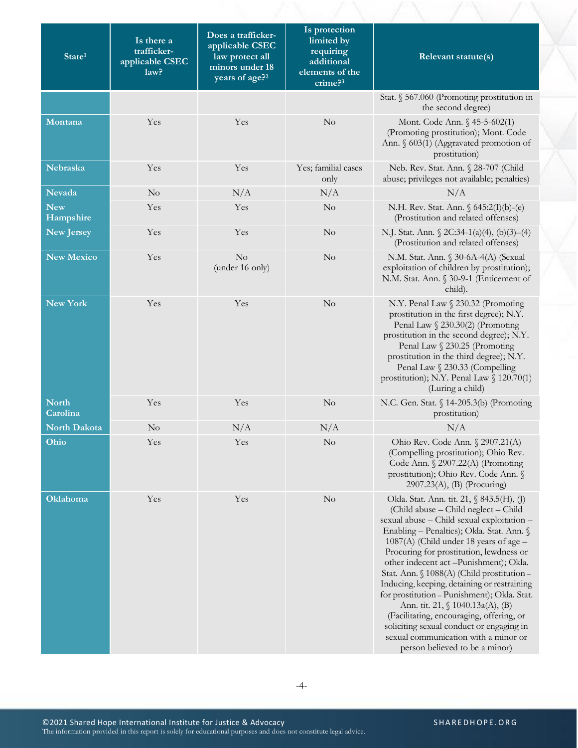| State[1] | Is there a trafficker-applicable CSEC law? | Does a trafficker-applicable CSEC law protect all minors under 18 years of age?[2] | Is protection limited by requiring additional elements of the crime?[3] | Relevant statute(s) |
|---|---|---|---|---|
| | | | | Stat. § 567.060 (Promoting prostitution in the second degree) |
| **Montana** | Yes | Yes | No | Mont. Code Ann. § 45-5-602(1) (Promoting prostitution); Mont. Code Ann. § 603(1) (Aggravated promotion of prostitution) |
| **Nebraska** | Yes | Yes | Yes; familial cases only | Neb. Rev. Stat. Ann. § 28-707 (Child abuse; privileges not available; penalties) |
| **Nevada** | No | N/A | N/A | N/A |
| **New Hampshire** | Yes | Yes | No | N.H. Rev. Stat. Ann. § 645:2(I)(b)-(e) (Prostitution and related offenses) |
| **New Jersey** | Yes | Yes | No | N.J. Stat. Ann. § 2C:34-1(a)(4), (b)(3)–(4) (Prostitution and related offenses) |
| **New Mexico** | Yes | No (under 16 only) | No | N.M. Stat. Ann. § 30-6A-4(A) (Sexual exploitation of children by prostitution); N.M. Stat. Ann. § 30-9-1 (Enticement of child). |
| **New York** | Yes | Yes | No | N.Y. Penal Law § 230.32 (Promoting prostitution in the first degree); N.Y. Penal Law § 230.30(2) (Promoting prostitution in the second degree); N.Y. Penal Law § 230.25 (Promoting prostitution in the third degree); N.Y. Penal Law § 230.33 (Compelling prostitution); N.Y. Penal Law § 120.70(1) (Luring a child) |
| **North Carolina** | Yes | Yes | No | N.C. Gen. Stat. § 14-205.3(b) (Promoting prostitution) |
| **North Dakota** | No | N/A | N/A | N/A |
| **Ohio** | Yes | Yes | No | Ohio Rev. Code Ann. § 2907.21(A) (Compelling prostitution); Ohio Rev. Code Ann. § 2907.22(A) (Promoting prostitution); Ohio Rev. Code Ann. § 2907.23(A), (B) (Procuring) |
| **Oklahoma** | Yes | Yes | No | Okla. Stat. Ann. tit. 21, § 843.5(H), (J) (Child abuse – Child neglect – Child sexual abuse – Child sexual exploitation – Enabling – Penalties); Okla. Stat. Ann. § 1087(A) (Child under 18 years of age – Procuring for prostitution, lewdness or other indecent act –Punishment); Okla. Stat. Ann. § 1088(A) (Child prostitution – Inducing, keeping, detaining or restraining for prostitution – Punishment); Okla. Stat. Ann. tit. 21, § 1040.13a(A), (B) (Facilitating, encouraging, offering, or soliciting sexual conduct or engaging in sexual communication with a minor or person believed to be a minor) |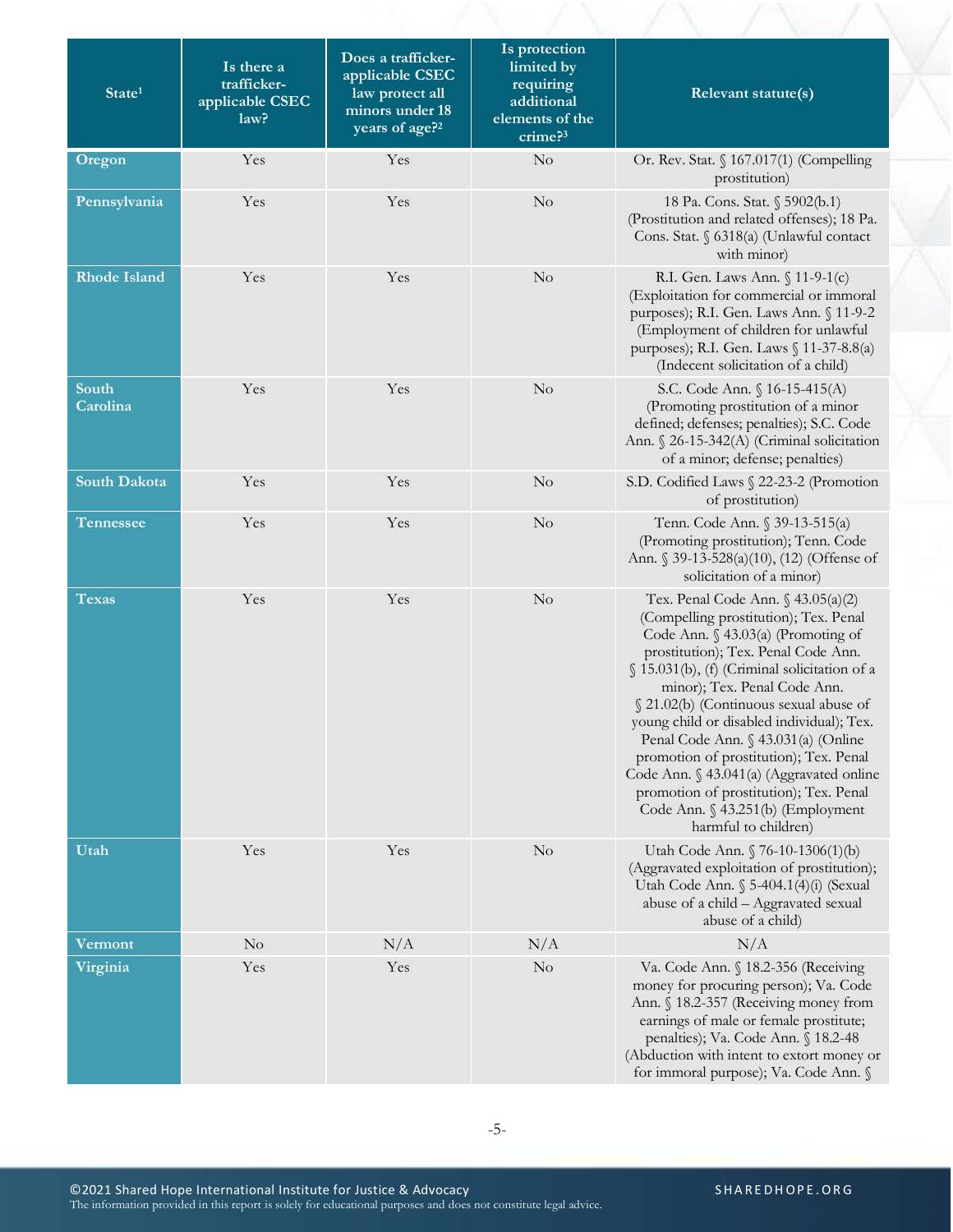| State[1] | Is there a trafficker-applicable CSEC law? | Does a trafficker-applicable CSEC law protect all minors under 18 years of age?[2] | Is protection limited by requiring additional elements of the crime?[3] | Relevant statute(s) |
|---|---|---|---|---|
| **Oregon** | Yes | Yes | No | Or. Rev. Stat. § 167.017(1) (Compelling prostitution) |
| **Pennsylvania** | Yes | Yes | No | 18 Pa. Cons. Stat. § 5902(b.1) (Prostitution and related offenses); 18 Pa. Cons. Stat. § 6318(a) (Unlawful contact with minor) |
| **Rhode Island** | Yes | Yes | No | R.I. Gen. Laws Ann. § 11-9-1(c) (Exploitation for commercial or immoral purposes); R.I. Gen. Laws Ann. § 11-9-2 (Employment of children for unlawful purposes); R.I. Gen. Laws § 11-37-8.8(a) (Indecent solicitation of a child) |
| **South Carolina** | Yes | Yes | No | S.C. Code Ann. § 16-15-415(A) (Promoting prostitution of a minor defined; defenses; penalties); S.C. Code Ann. § 26-15-342(A) (Criminal solicitation of a minor; defense; penalties) |
| **South Dakota** | Yes | Yes | No | S.D. Codified Laws § 22-23-2 (Promotion of prostitution) |
| **Tennessee** | Yes | Yes | No | Tenn. Code Ann. § 39-13-515(a) (Promoting prostitution); Tenn. Code Ann. § 39-13-528(a)(10), (12) (Offense of solicitation of a minor) |
| **Texas** | Yes | Yes | No | Tex. Penal Code Ann. § 43.05(a)(2) (Compelling prostitution); Tex. Penal Code Ann. § 43.03(a) (Promoting of prostitution); Tex. Penal Code Ann. § 15.031(b), (f) (Criminal solicitation of a minor); Tex. Penal Code Ann. § 21.02(b) (Continuous sexual abuse of young child or disabled individual); Tex. Penal Code Ann. § 43.031(a) (Online promotion of prostitution); Tex. Penal Code Ann. § 43.041(a) (Aggravated online promotion of prostitution); Tex. Penal Code Ann. § 43.251(b) (Employment harmful to children) |
| **Utah** | Yes | Yes | No | Utah Code Ann. § 76-10-1306(1)(b) (Aggravated exploitation of prostitution); Utah Code Ann. § 5-404.1(4)(i) (Sexual abuse of a child – Aggravated sexual abuse of a child) |
| **Vermont** | No | N/A | N/A | N/A |
| **Virginia** | Yes | Yes | No | Va. Code Ann. § 18.2-356 (Receiving money for procuring person); Va. Code Ann. § 18.2-357 (Receiving money from earnings of male or female prostitute; penalties); Va. Code Ann. § 18.2-48 (Abduction with intent to extort money or for immoral purpose); Va. Code Ann. § |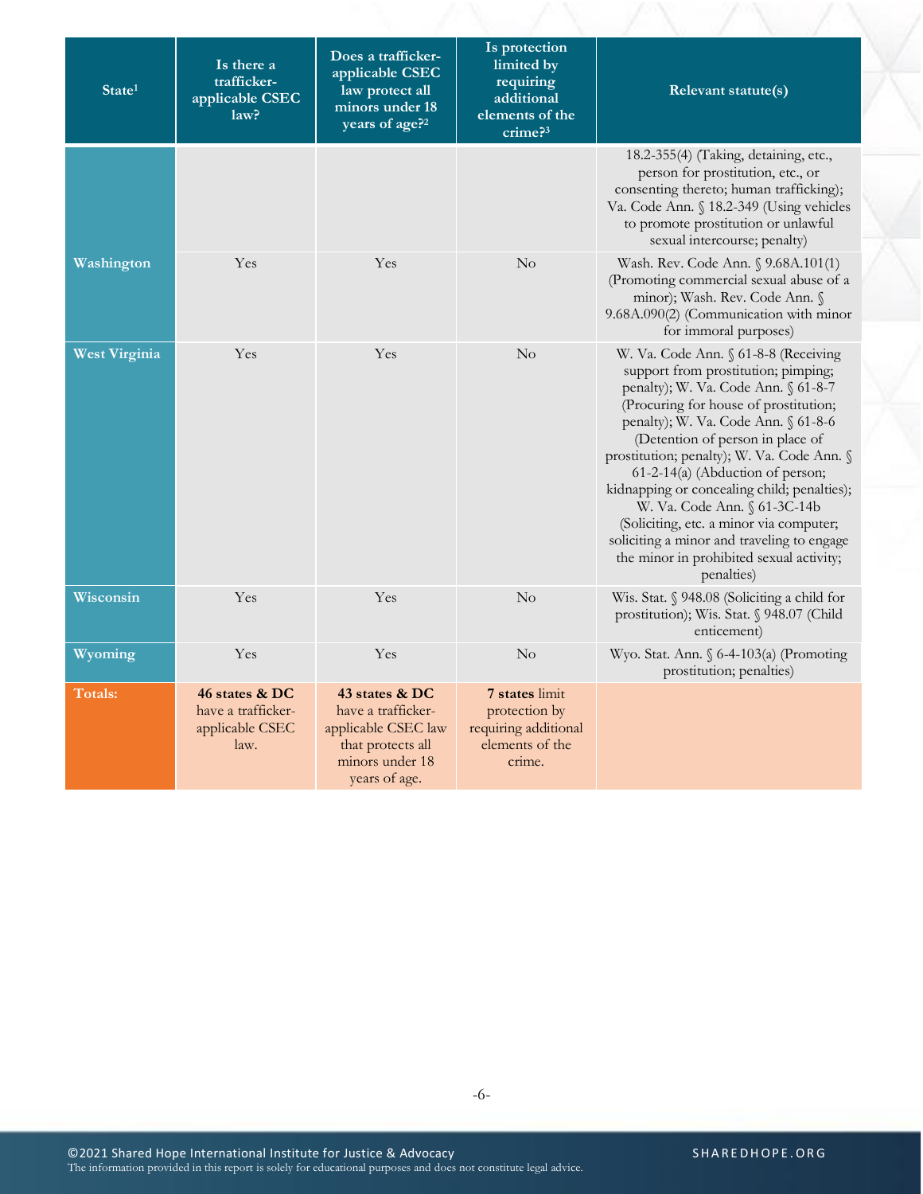| State[1] | Is there a trafficker-applicable CSEC law? | Does a trafficker-applicable CSEC law protect all minors under 18 years of age?[2] | Is protection limited by requiring additional elements of the crime?[3] | Relevant statute(s) |
|---|---|---|---|---|
| | | | | 18.2-355(4) (Taking, detaining, etc., person for prostitution, etc., or consenting thereto; human trafficking); Va. Code Ann. § 18.2-349 (Using vehicles to promote prostitution or unlawful sexual intercourse; penalty) |
| Washington | Yes | Yes | No | Wash. Rev. Code Ann. § 9.68A.101(1) (Promoting commercial sexual abuse of a minor); Wash. Rev. Code Ann. § 9.68A.090(2) (Communication with minor for immoral purposes) |
| West Virginia | Yes | Yes | No | W. Va. Code Ann. § 61-8-8 (Receiving support from prostitution; pimping; penalty); W. Va. Code Ann. § 61-8-7 (Procuring for house of prostitution; penalty); W. Va. Code Ann. § 61-8-6 (Detention of person in place of prostitution; penalty); W. Va. Code Ann. § 61-2-14(a) (Abduction of person; kidnapping or concealing child; penalties); W. Va. Code Ann. § 61-3C-14b (Soliciting, etc. a minor via computer; soliciting a minor and traveling to engage the minor in prohibited sexual activity; penalties) |
| Wisconsin | Yes | Yes | No | Wis. Stat. § 948.08 (Soliciting a child for prostitution); Wis. Stat. § 948.07 (Child enticement) |
| Wyoming | Yes | Yes | No | Wyo. Stat. Ann. § 6-4-103(a) (Promoting prostitution; penalties) |
| **Totals:** | **46 states & DC** have a trafficker-applicable CSEC law. | **43 states & DC** have a trafficker-applicable CSEC law that protects all minors under 18 years of age. | **7 states** limit protection by requiring additional elements of the crime. | |

©2021 Shared Hope International Institute for Justice & Advocacy
The information provided in this report is solely for educational purposes and does not constitute legal advice.